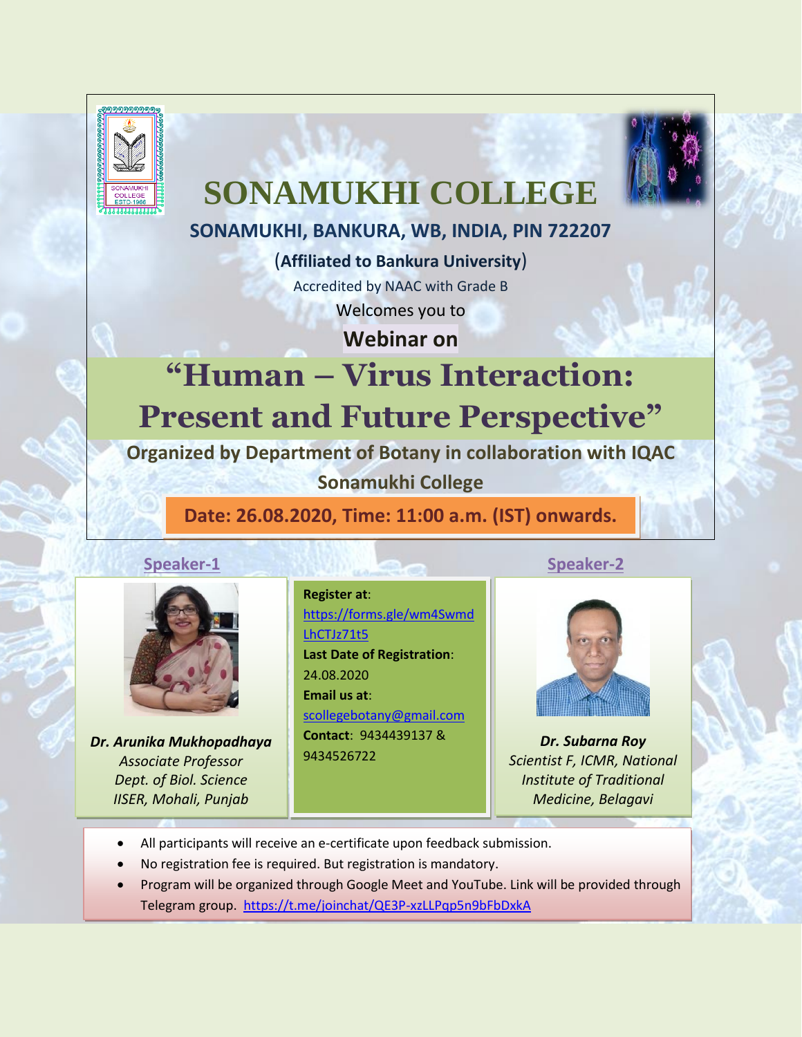# SONAMUKHI COLLEGE

**SONAMUKHI, BANKURA, WB, INDIA, PIN 722207**

(**Affiliated to Bankura University**)

Accredited by NAAC with Grade B

Welcomes you to

**Webinar on**

## "Human – Virus Interaction: Present and Future Perspective"

**Organized by Department of Botany in collaboration with IQAC Sonamukhi College**

**Date: 26.08.2020, Time: 11:00 a.m. (IST) onwards.**

**Speaker-1**

***Dr. Arunika Mukhopadhaya***
*Associate Professor*
*Dept. of Biol. Science*
*IISER, Mohali, Punjab*

**Register at**: https://forms.gle/wm4SwmdLhCTJz71t5

**Last Date of Registration**: 24.08.2020

**Email us at**: scollegebotany@gmail.com

**Contact**: 9434439137 & 9434526722

**Speaker-2**

***Dr. Subarna Roy***
*Scientist F, ICMR, National Institute of Traditional Medicine, Belagavi*

- All participants will receive an e-certificate upon feedback submission.
- No registration fee is required. But registration is mandatory.
- Program will be organized through Google Meet and YouTube. Link will be provided through Telegram group. https://t.me/joinchat/QE3P-xzLLPqp5n9bFbDxkA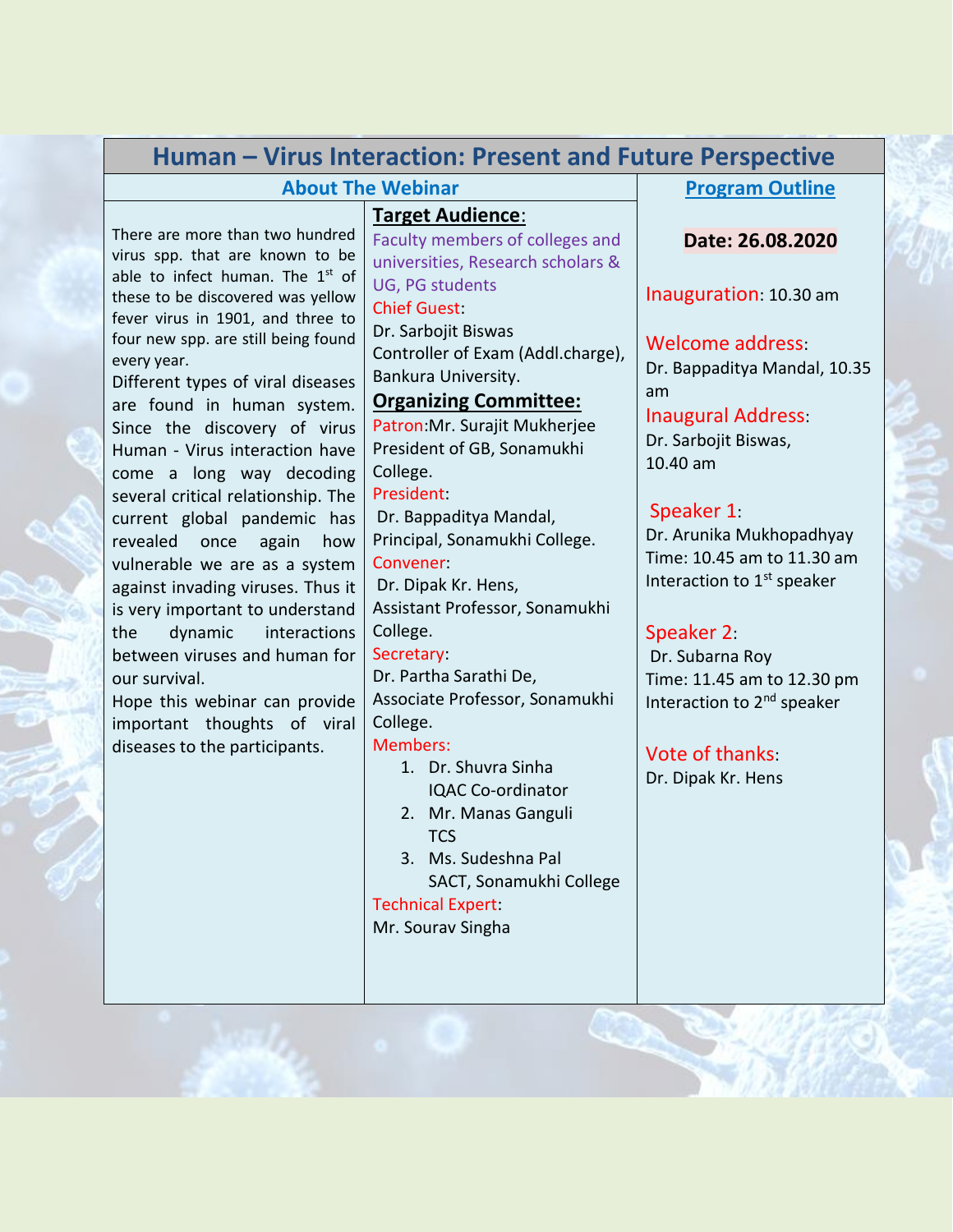# Human – Virus Interaction: Present and Future Perspective

## About The Webinar

There are more than two hundred virus spp. that are known to be able to infect human. The 1st of these to be discovered was yellow fever virus in 1901, and three to four new spp. are still being found every year.

Different types of viral diseases are found in human system. Since the discovery of virus Human - Virus interaction have come a long way decoding several critical relationship. The current global pandemic has revealed once again how vulnerable we are as a system against invading viruses. Thus it is very important to understand the dynamic interactions between viruses and human for our survival.

Hope this webinar can provide important thoughts of viral diseases to the participants.

**Target Audience**:

Faculty members of colleges and universities, Research scholars & UG, PG students

Chief Guest:

Dr. Sarbojit Biswas
Controller of Exam (Addl.charge), Bankura University.

**Organizing Committee:**

Patron: Mr. Surajit Mukherjee
President of GB, Sonamukhi College.

President:

Dr. Bappaditya Mandal,
Principal, Sonamukhi College.

Convener:

Dr. Dipak Kr. Hens,
Assistant Professor, Sonamukhi College.

Secretary:

Dr. Partha Sarathi De,
Associate Professor, Sonamukhi College.

Members:

1. Dr. Shuvra Sinha
   IQAC Co-ordinator
2. Mr. Manas Ganguli
   TCS
3. Ms. Sudeshna Pal
   SACT, Sonamukhi College

Technical Expert:

Mr. Sourav Singha

## Program Outline

**Date: 26.08.2020**

Inauguration: 10.30 am

Welcome address:
Dr. Bappaditya Mandal, 10.35 am

Inaugural Address:
Dr. Sarbojit Biswas,
10.40 am

Speaker 1:
Dr. Arunika Mukhopadhyay
Time: 10.45 am to 11.30 am
Interaction to 1st speaker

Speaker 2:
Dr. Subarna Roy
Time: 11.45 am to 12.30 pm
Interaction to 2nd speaker

Vote of thanks:
Dr. Dipak Kr. Hens